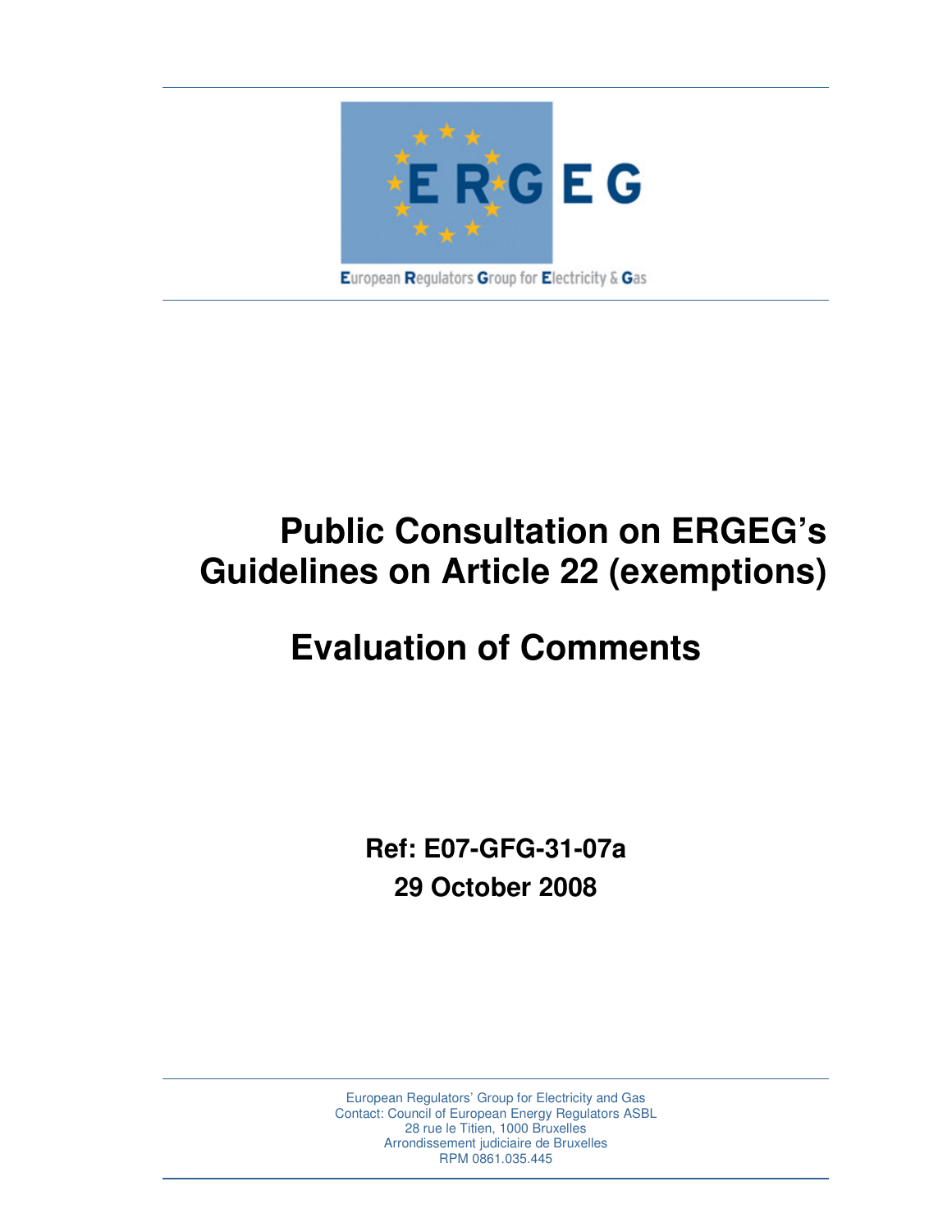ERGEG

European Regulators Group for Electricity & Gas

# Public Consultation on ERGEG's Guidelines on Article 22 (exemptions)

# Evaluation of Comments

**Ref: E07-GFG-31-07a**

**29 October 2008**

European Regulators' Group for Electricity and Gas
Contact: Council of European Energy Regulators ASBL
28 rue le Titien, 1000 Bruxelles
Arrondissement judiciaire de Bruxelles
RPM 0861.035.445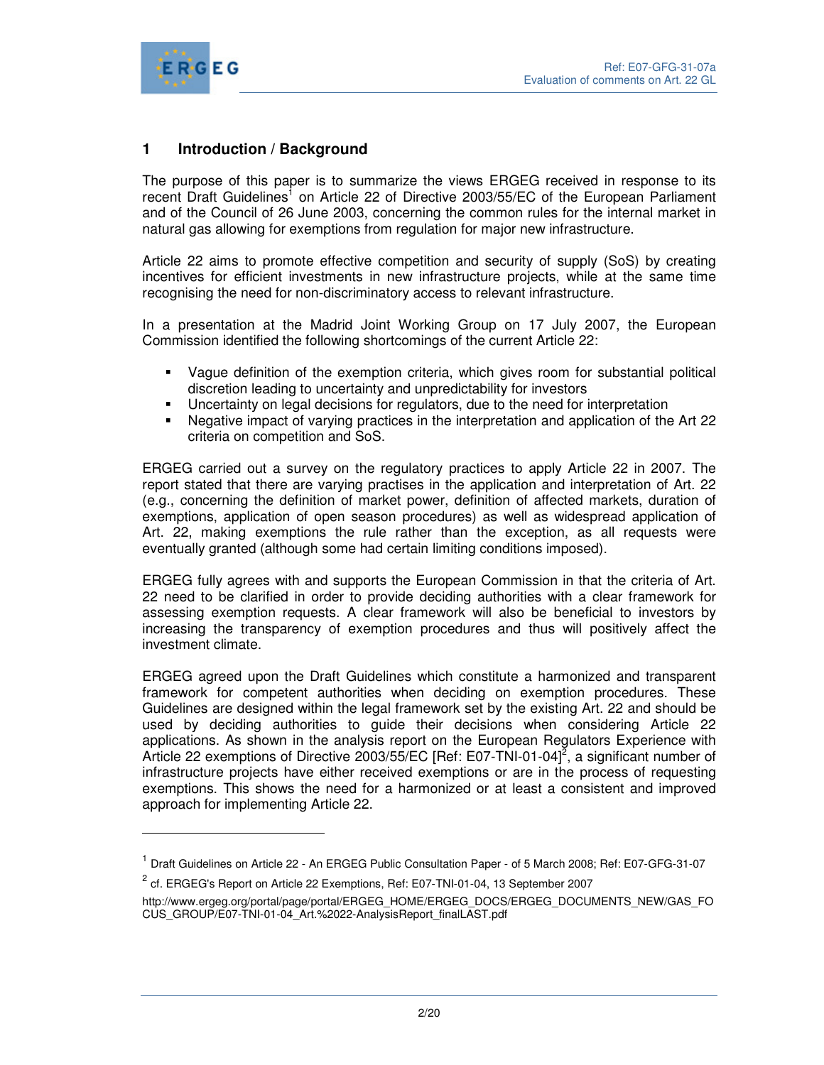# 1 Introduction / Background

The purpose of this paper is to summarize the views ERGEG received in response to its recent Draft Guidelines[1] on Article 22 of Directive 2003/55/EC of the European Parliament and of the Council of 26 June 2003, concerning the common rules for the internal market in natural gas allowing for exemptions from regulation for major new infrastructure.

Article 22 aims to promote effective competition and security of supply (SoS) by creating incentives for efficient investments in new infrastructure projects, while at the same time recognising the need for non-discriminatory access to relevant infrastructure.

In a presentation at the Madrid Joint Working Group on 17 July 2007, the European Commission identified the following shortcomings of the current Article 22:

- Vague definition of the exemption criteria, which gives room for substantial political discretion leading to uncertainty and unpredictability for investors
- Uncertainty on legal decisions for regulators, due to the need for interpretation
- Negative impact of varying practices in the interpretation and application of the Art 22 criteria on competition and SoS.

ERGEG carried out a survey on the regulatory practices to apply Article 22 in 2007. The report stated that there are varying practises in the application and interpretation of Art. 22 (e.g., concerning the definition of market power, definition of affected markets, duration of exemptions, application of open season procedures) as well as widespread application of Art. 22, making exemptions the rule rather than the exception, as all requests were eventually granted (although some had certain limiting conditions imposed).

ERGEG fully agrees with and supports the European Commission in that the criteria of Art. 22 need to be clarified in order to provide deciding authorities with a clear framework for assessing exemption requests. A clear framework will also be beneficial to investors by increasing the transparency of exemption procedures and thus will positively affect the investment climate.

ERGEG agreed upon the Draft Guidelines which constitute a harmonized and transparent framework for competent authorities when deciding on exemption procedures. These Guidelines are designed within the legal framework set by the existing Art. 22 and should be used by deciding authorities to guide their decisions when considering Article 22 applications. As shown in the analysis report on the European Regulators Experience with Article 22 exemptions of Directive 2003/55/EC [Ref: E07-TNI-01-04][2], a significant number of infrastructure projects have either received exemptions or are in the process of requesting exemptions. This shows the need for a harmonized or at least a consistent and improved approach for implementing Article 22.

---

[1] Draft Guidelines on Article 22 - An ERGEG Public Consultation Paper - of 5 March 2008; Ref: E07-GFG-31-07

[2] cf. ERGEG's Report on Article 22 Exemptions, Ref: E07-TNI-01-04, 13 September 2007

http://www.ergeg.org/portal/page/portal/ERGEG_HOME/ERGEG_DOCS/ERGEG_DOCUMENTS_NEW/GAS_FOCUS_GROUP/E07-TNI-01-04_Art.%2022-AnalysisReport_finalLAST.pdf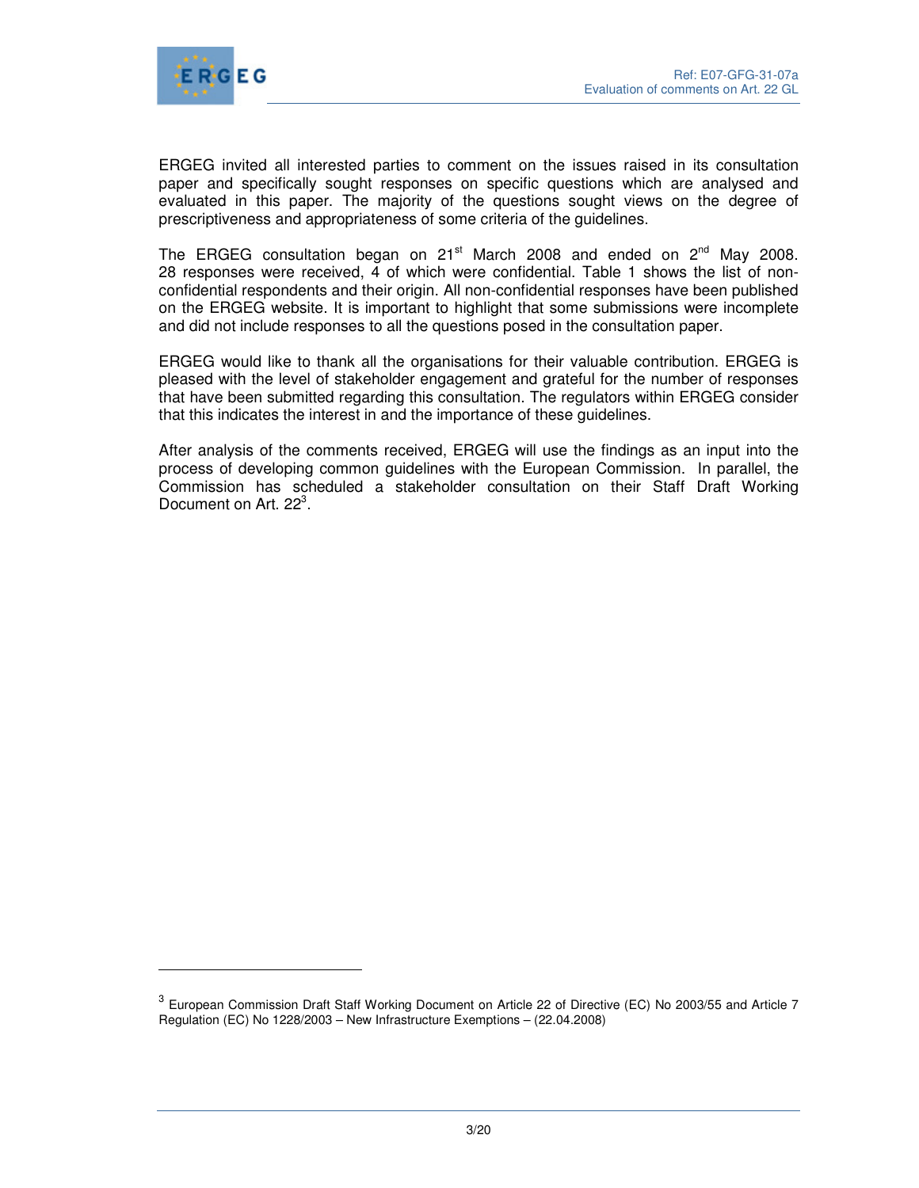ERGEG invited all interested parties to comment on the issues raised in its consultation paper and specifically sought responses on specific questions which are analysed and evaluated in this paper. The majority of the questions sought views on the degree of prescriptiveness and appropriateness of some criteria of the guidelines.

The ERGEG consultation began on 21st March 2008 and ended on 2nd May 2008. 28 responses were received, 4 of which were confidential. Table 1 shows the list of non-confidential respondents and their origin. All non-confidential responses have been published on the ERGEG website. It is important to highlight that some submissions were incomplete and did not include responses to all the questions posed in the consultation paper.

ERGEG would like to thank all the organisations for their valuable contribution. ERGEG is pleased with the level of stakeholder engagement and grateful for the number of responses that have been submitted regarding this consultation. The regulators within ERGEG consider that this indicates the interest in and the importance of these guidelines.

After analysis of the comments received, ERGEG will use the findings as an input into the process of developing common guidelines with the European Commission. In parallel, the Commission has scheduled a stakeholder consultation on their Staff Draft Working Document on Art. 22[3].

---

[3] European Commission Draft Staff Working Document on Article 22 of Directive (EC) No 2003/55 and Article 7 Regulation (EC) No 1228/2003 – New Infrastructure Exemptions – (22.04.2008)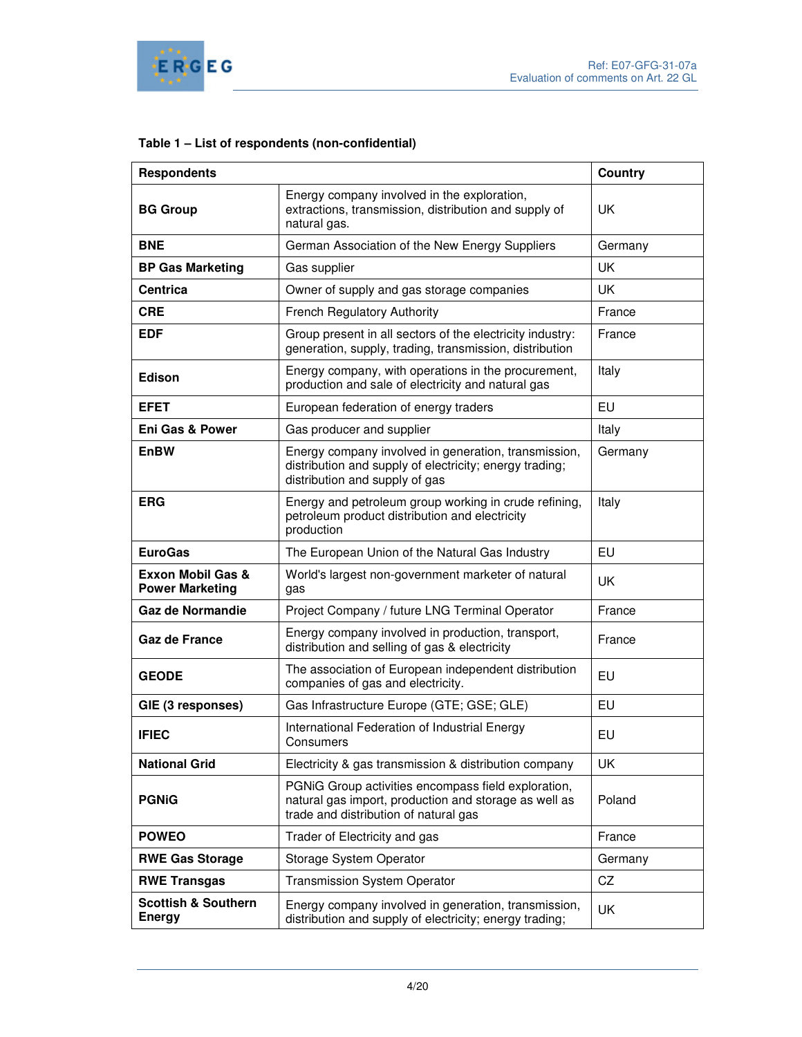**Table 1 – List of respondents (non-confidential)**

| Respondents | | Country |
|---|---|---|
| **BG Group** | Energy company involved in the exploration, extractions, transmission, distribution and supply of natural gas. | UK |
| **BNE** | German Association of the New Energy Suppliers | Germany |
| **BP Gas Marketing** | Gas supplier | UK |
| **Centrica** | Owner of supply and gas storage companies | UK |
| **CRE** | French Regulatory Authority | France |
| **EDF** | Group present in all sectors of the electricity industry: generation, supply, trading, transmission, distribution | France |
| **Edison** | Energy company, with operations in the procurement, production and sale of electricity and natural gas | Italy |
| **EFET** | European federation of energy traders | EU |
| **Eni Gas & Power** | Gas producer and supplier | Italy |
| **EnBW** | Energy company involved in generation, transmission, distribution and supply of electricity; energy trading; distribution and supply of gas | Germany |
| **ERG** | Energy and petroleum group working in crude refining, petroleum product distribution and electricity production | Italy |
| **EuroGas** | The European Union of the Natural Gas Industry | EU |
| **Exxon Mobil Gas & Power Marketing** | World's largest non-government marketer of natural gas | UK |
| **Gaz de Normandie** | Project Company / future LNG Terminal Operator | France |
| **Gaz de France** | Energy company involved in production, transport, distribution and selling of gas & electricity | France |
| **GEODE** | The association of European independent distribution companies of gas and electricity. | EU |
| **GIE (3 responses)** | Gas Infrastructure Europe (GTE; GSE; GLE) | EU |
| **IFIEC** | International Federation of Industrial Energy Consumers | EU |
| **National Grid** | Electricity & gas transmission & distribution company | UK |
| **PGNiG** | PGNiG Group activities encompass field exploration, natural gas import, production and storage as well as trade and distribution of natural gas | Poland |
| **POWEO** | Trader of Electricity and gas | France |
| **RWE Gas Storage** | Storage System Operator | Germany |
| **RWE Transgas** | Transmission System Operator | CZ |
| **Scottish & Southern Energy** | Energy company involved in generation, transmission, distribution and supply of electricity; energy trading; | UK |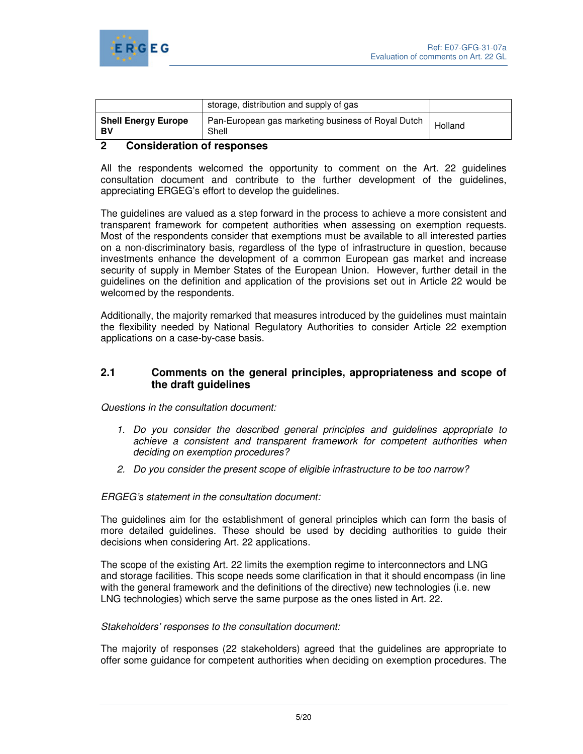| | storage, distribution and supply of gas | |
|---|---|---|
| **Shell Energy Europe BV** | Pan-European gas marketing business of Royal Dutch Shell | Holland |

## 2 Consideration of responses

All the respondents welcomed the opportunity to comment on the Art. 22 guidelines consultation document and contribute to the further development of the guidelines, appreciating ERGEG's effort to develop the guidelines.

The guidelines are valued as a step forward in the process to achieve a more consistent and transparent framework for competent authorities when assessing on exemption requests. Most of the respondents consider that exemptions must be available to all interested parties on a non-discriminatory basis, regardless of the type of infrastructure in question, because investments enhance the development of a common European gas market and increase security of supply in Member States of the European Union. However, further detail in the guidelines on the definition and application of the provisions set out in Article 22 would be welcomed by the respondents.

Additionally, the majority remarked that measures introduced by the guidelines must maintain the flexibility needed by National Regulatory Authorities to consider Article 22 exemption applications on a case-by-case basis.

### 2.1 Comments on the general principles, appropriateness and scope of the draft guidelines

*Questions in the consultation document:*

1. *Do you consider the described general principles and guidelines appropriate to achieve a consistent and transparent framework for competent authorities when deciding on exemption procedures?*
2. *Do you consider the present scope of eligible infrastructure to be too narrow?*

*ERGEG's statement in the consultation document:*

The guidelines aim for the establishment of general principles which can form the basis of more detailed guidelines. These should be used by deciding authorities to guide their decisions when considering Art. 22 applications.

The scope of the existing Art. 22 limits the exemption regime to interconnectors and LNG and storage facilities. This scope needs some clarification in that it should encompass (in line with the general framework and the definitions of the directive) new technologies (i.e. new LNG technologies) which serve the same purpose as the ones listed in Art. 22.

*Stakeholders' responses to the consultation document:*

The majority of responses (22 stakeholders) agreed that the guidelines are appropriate to offer some guidance for competent authorities when deciding on exemption procedures. The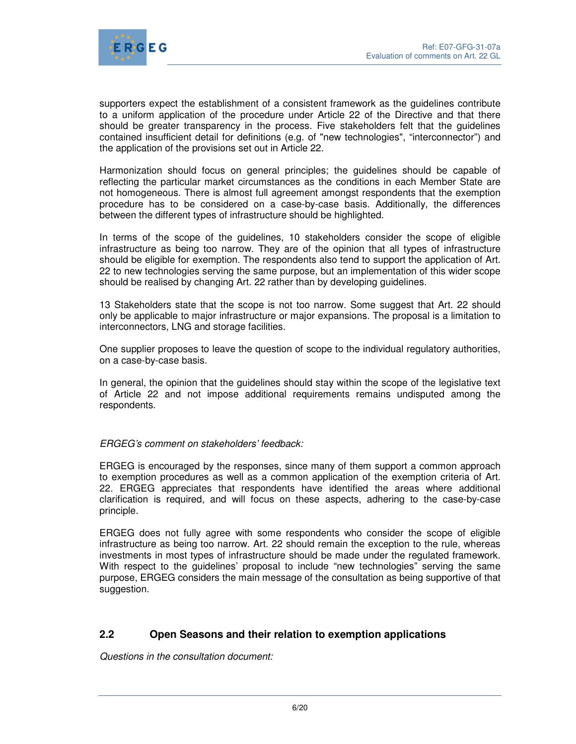supporters expect the establishment of a consistent framework as the guidelines contribute to a uniform application of the procedure under Article 22 of the Directive and that there should be greater transparency in the process. Five stakeholders felt that the guidelines contained insufficient detail for definitions (e.g. of "new technologies", "interconnector") and the application of the provisions set out in Article 22.

Harmonization should focus on general principles; the guidelines should be capable of reflecting the particular market circumstances as the conditions in each Member State are not homogeneous. There is almost full agreement amongst respondents that the exemption procedure has to be considered on a case-by-case basis. Additionally, the differences between the different types of infrastructure should be highlighted.

In terms of the scope of the guidelines, 10 stakeholders consider the scope of eligible infrastructure as being too narrow. They are of the opinion that all types of infrastructure should be eligible for exemption. The respondents also tend to support the application of Art. 22 to new technologies serving the same purpose, but an implementation of this wider scope should be realised by changing Art. 22 rather than by developing guidelines.

13 Stakeholders state that the scope is not too narrow. Some suggest that Art. 22 should only be applicable to major infrastructure or major expansions. The proposal is a limitation to interconnectors, LNG and storage facilities.

One supplier proposes to leave the question of scope to the individual regulatory authorities, on a case-by-case basis.

In general, the opinion that the guidelines should stay within the scope of the legislative text of Article 22 and not impose additional requirements remains undisputed among the respondents.

*ERGEG's comment on stakeholders' feedback:*

ERGEG is encouraged by the responses, since many of them support a common approach to exemption procedures as well as a common application of the exemption criteria of Art. 22. ERGEG appreciates that respondents have identified the areas where additional clarification is required, and will focus on these aspects, adhering to the case-by-case principle.

ERGEG does not fully agree with some respondents who consider the scope of eligible infrastructure as being too narrow. Art. 22 should remain the exception to the rule, whereas investments in most types of infrastructure should be made under the regulated framework. With respect to the guidelines' proposal to include "new technologies" serving the same purpose, ERGEG considers the main message of the consultation as being supportive of that suggestion.

## 2.2 Open Seasons and their relation to exemption applications

*Questions in the consultation document:*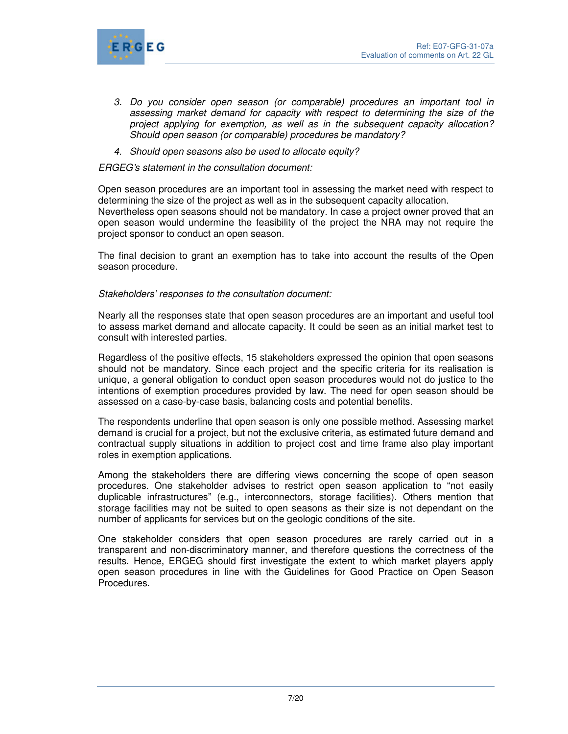3. *Do you consider open season (or comparable) procedures an important tool in assessing market demand for capacity with respect to determining the size of the project applying for exemption, as well as in the subsequent capacity allocation? Should open season (or comparable) procedures be mandatory?*
4. *Should open seasons also be used to allocate equity?*

*ERGEG's statement in the consultation document:*

Open season procedures are an important tool in assessing the market need with respect to determining the size of the project as well as in the subsequent capacity allocation. Nevertheless open seasons should not be mandatory. In case a project owner proved that an open season would undermine the feasibility of the project the NRA may not require the project sponsor to conduct an open season.

The final decision to grant an exemption has to take into account the results of the Open season procedure.

*Stakeholders' responses to the consultation document:*

Nearly all the responses state that open season procedures are an important and useful tool to assess market demand and allocate capacity. It could be seen as an initial market test to consult with interested parties.

Regardless of the positive effects, 15 stakeholders expressed the opinion that open seasons should not be mandatory. Since each project and the specific criteria for its realisation is unique, a general obligation to conduct open season procedures would not do justice to the intentions of exemption procedures provided by law. The need for open season should be assessed on a case-by-case basis, balancing costs and potential benefits.

The respondents underline that open season is only one possible method. Assessing market demand is crucial for a project, but not the exclusive criteria, as estimated future demand and contractual supply situations in addition to project cost and time frame also play important roles in exemption applications.

Among the stakeholders there are differing views concerning the scope of open season procedures. One stakeholder advises to restrict open season application to "not easily duplicable infrastructures" (e.g., interconnectors, storage facilities). Others mention that storage facilities may not be suited to open seasons as their size is not dependant on the number of applicants for services but on the geologic conditions of the site.

One stakeholder considers that open season procedures are rarely carried out in a transparent and non-discriminatory manner, and therefore questions the correctness of the results. Hence, ERGEG should first investigate the extent to which market players apply open season procedures in line with the Guidelines for Good Practice on Open Season Procedures.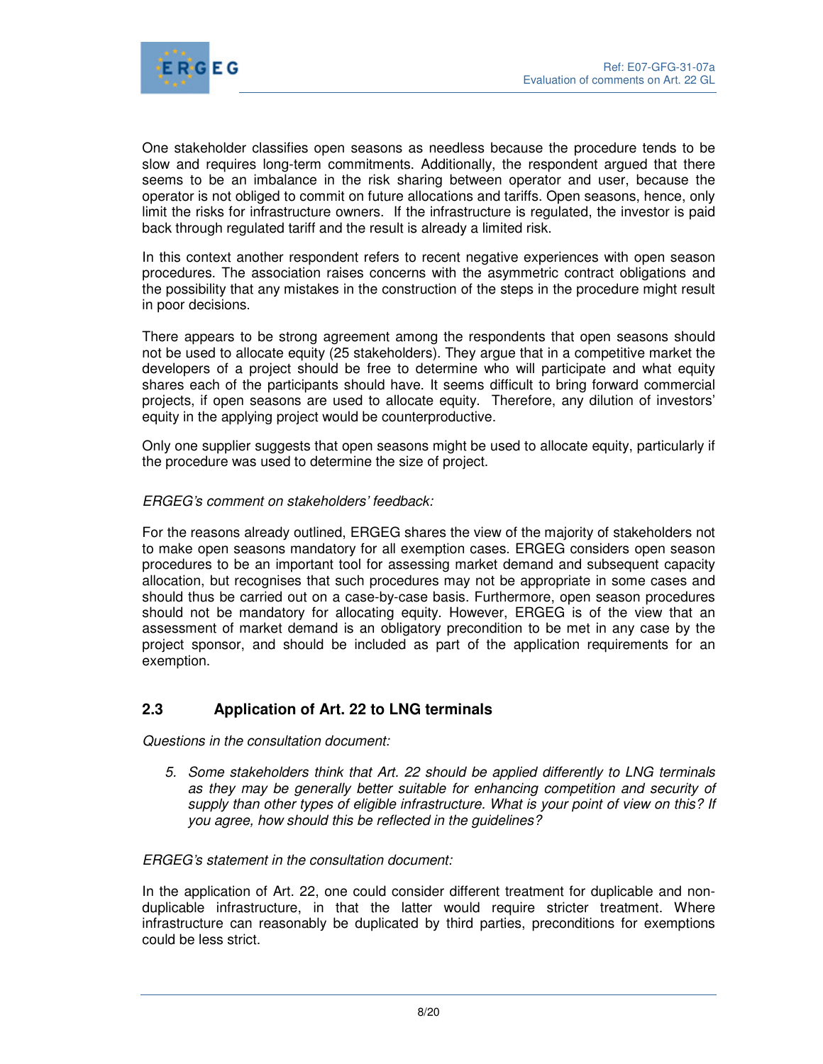One stakeholder classifies open seasons as needless because the procedure tends to be slow and requires long-term commitments. Additionally, the respondent argued that there seems to be an imbalance in the risk sharing between operator and user, because the operator is not obliged to commit on future allocations and tariffs. Open seasons, hence, only limit the risks for infrastructure owners. If the infrastructure is regulated, the investor is paid back through regulated tariff and the result is already a limited risk.

In this context another respondent refers to recent negative experiences with open season procedures. The association raises concerns with the asymmetric contract obligations and the possibility that any mistakes in the construction of the steps in the procedure might result in poor decisions.

There appears to be strong agreement among the respondents that open seasons should not be used to allocate equity (25 stakeholders). They argue that in a competitive market the developers of a project should be free to determine who will participate and what equity shares each of the participants should have. It seems difficult to bring forward commercial projects, if open seasons are used to allocate equity. Therefore, any dilution of investors' equity in the applying project would be counterproductive.

Only one supplier suggests that open seasons might be used to allocate equity, particularly if the procedure was used to determine the size of project.

*ERGEG's comment on stakeholders' feedback:*

For the reasons already outlined, ERGEG shares the view of the majority of stakeholders not to make open seasons mandatory for all exemption cases. ERGEG considers open season procedures to be an important tool for assessing market demand and subsequent capacity allocation, but recognises that such procedures may not be appropriate in some cases and should thus be carried out on a case-by-case basis. Furthermore, open season procedures should not be mandatory for allocating equity. However, ERGEG is of the view that an assessment of market demand is an obligatory precondition to be met in any case by the project sponsor, and should be included as part of the application requirements for an exemption.

## 2.3 Application of Art. 22 to LNG terminals

*Questions in the consultation document:*

5. *Some stakeholders think that Art. 22 should be applied differently to LNG terminals as they may be generally better suitable for enhancing competition and security of supply than other types of eligible infrastructure. What is your point of view on this? If you agree, how should this be reflected in the guidelines?*

*ERGEG's statement in the consultation document:*

In the application of Art. 22, one could consider different treatment for duplicable and non-duplicable infrastructure, in that the latter would require stricter treatment. Where infrastructure can reasonably be duplicated by third parties, preconditions for exemptions could be less strict.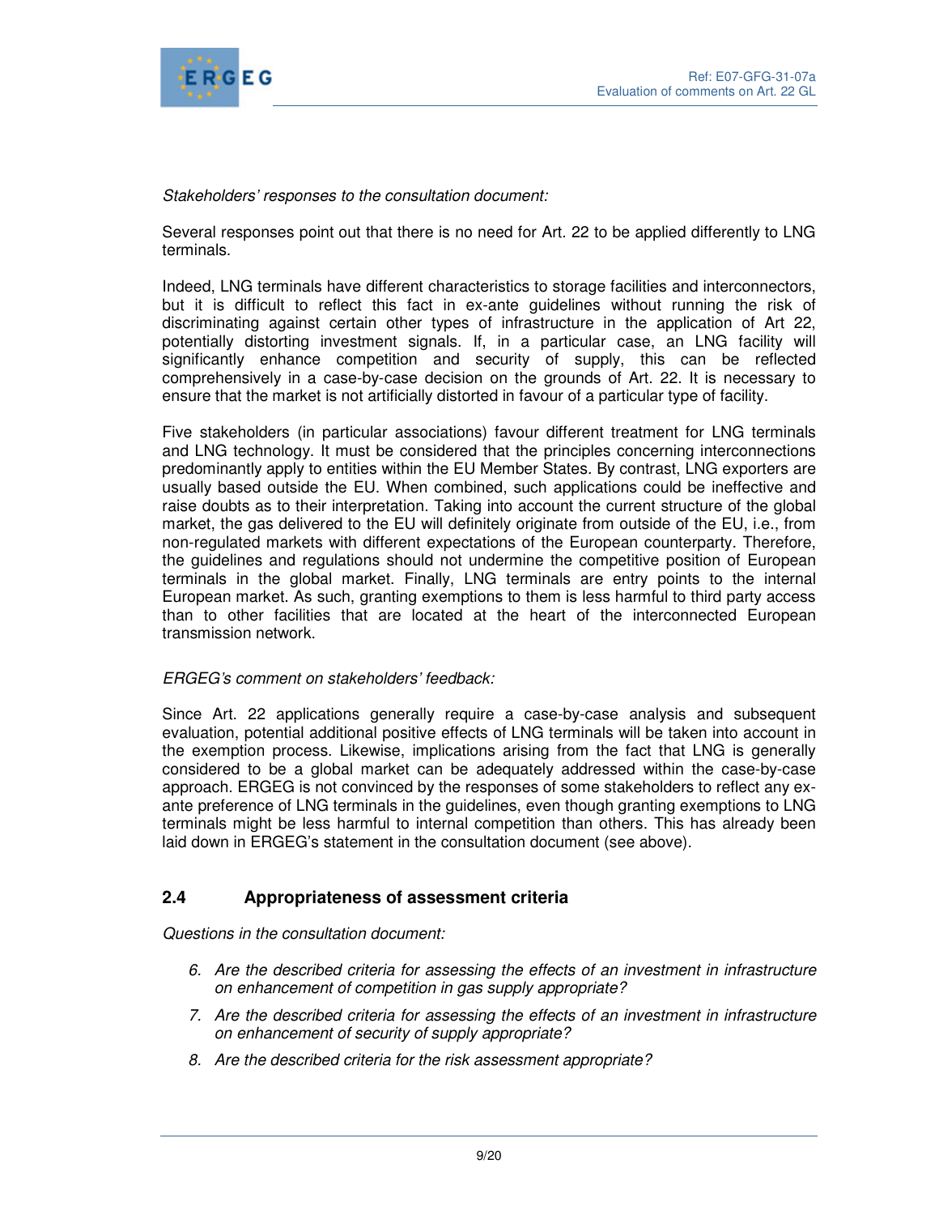*Stakeholders' responses to the consultation document:*

Several responses point out that there is no need for Art. 22 to be applied differently to LNG terminals.

Indeed, LNG terminals have different characteristics to storage facilities and interconnectors, but it is difficult to reflect this fact in ex-ante guidelines without running the risk of discriminating against certain other types of infrastructure in the application of Art 22, potentially distorting investment signals. If, in a particular case, an LNG facility will significantly enhance competition and security of supply, this can be reflected comprehensively in a case-by-case decision on the grounds of Art. 22. It is necessary to ensure that the market is not artificially distorted in favour of a particular type of facility.

Five stakeholders (in particular associations) favour different treatment for LNG terminals and LNG technology. It must be considered that the principles concerning interconnections predominantly apply to entities within the EU Member States. By contrast, LNG exporters are usually based outside the EU. When combined, such applications could be ineffective and raise doubts as to their interpretation. Taking into account the current structure of the global market, the gas delivered to the EU will definitely originate from outside of the EU, i.e., from non-regulated markets with different expectations of the European counterparty. Therefore, the guidelines and regulations should not undermine the competitive position of European terminals in the global market. Finally, LNG terminals are entry points to the internal European market. As such, granting exemptions to them is less harmful to third party access than to other facilities that are located at the heart of the interconnected European transmission network.

*ERGEG's comment on stakeholders' feedback:*

Since Art. 22 applications generally require a case-by-case analysis and subsequent evaluation, potential additional positive effects of LNG terminals will be taken into account in the exemption process. Likewise, implications arising from the fact that LNG is generally considered to be a global market can be adequately addressed within the case-by-case approach. ERGEG is not convinced by the responses of some stakeholders to reflect any ex-ante preference of LNG terminals in the guidelines, even though granting exemptions to LNG terminals might be less harmful to internal competition than others. This has already been laid down in ERGEG's statement in the consultation document (see above).

## 2.4 Appropriateness of assessment criteria

*Questions in the consultation document:*

6. *Are the described criteria for assessing the effects of an investment in infrastructure on enhancement of competition in gas supply appropriate?*
7. *Are the described criteria for assessing the effects of an investment in infrastructure on enhancement of security of supply appropriate?*
8. *Are the described criteria for the risk assessment appropriate?*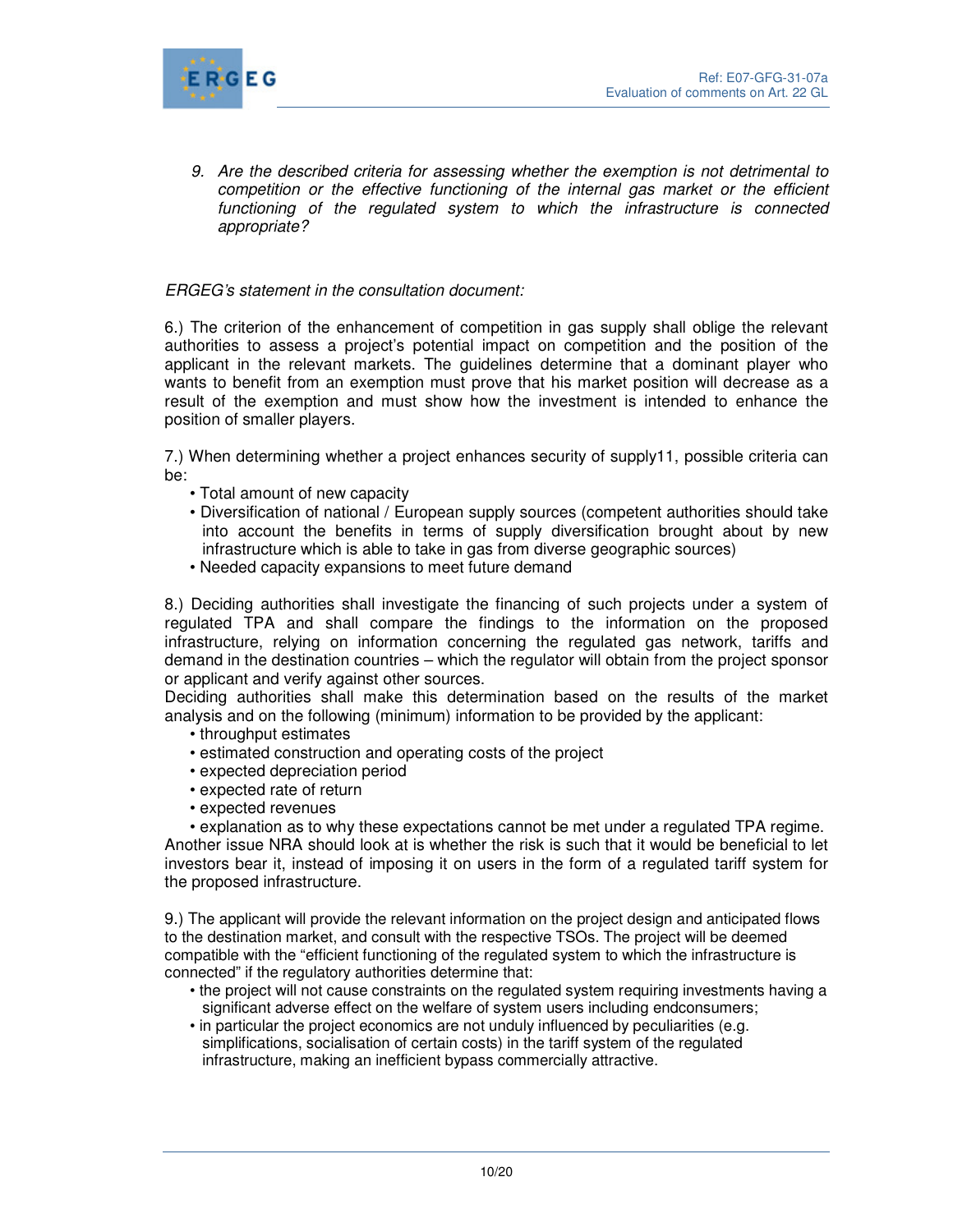9. *Are the described criteria for assessing whether the exemption is not detrimental to competition or the effective functioning of the internal gas market or the efficient functioning of the regulated system to which the infrastructure is connected appropriate?*

*ERGEG's statement in the consultation document:*

6.) The criterion of the enhancement of competition in gas supply shall oblige the relevant authorities to assess a project's potential impact on competition and the position of the applicant in the relevant markets. The guidelines determine that a dominant player who wants to benefit from an exemption must prove that his market position will decrease as a result of the exemption and must show how the investment is intended to enhance the position of smaller players.

7.) When determining whether a project enhances security of supply11, possible criteria can be:

- Total amount of new capacity
- Diversification of national / European supply sources (competent authorities should take into account the benefits in terms of supply diversification brought about by new infrastructure which is able to take in gas from diverse geographic sources)
- Needed capacity expansions to meet future demand

8.) Deciding authorities shall investigate the financing of such projects under a system of regulated TPA and shall compare the findings to the information on the proposed infrastructure, relying on information concerning the regulated gas network, tariffs and demand in the destination countries – which the regulator will obtain from the project sponsor or applicant and verify against other sources.
Deciding authorities shall make this determination based on the results of the market analysis and on the following (minimum) information to be provided by the applicant:

- throughput estimates
- estimated construction and operating costs of the project
- expected depreciation period
- expected rate of return
- expected revenues
- explanation as to why these expectations cannot be met under a regulated TPA regime.

Another issue NRA should look at is whether the risk is such that it would be beneficial to let investors bear it, instead of imposing it on users in the form of a regulated tariff system for the proposed infrastructure.

9.) The applicant will provide the relevant information on the project design and anticipated flows to the destination market, and consult with the respective TSOs. The project will be deemed compatible with the "efficient functioning of the regulated system to which the infrastructure is connected" if the regulatory authorities determine that:

- the project will not cause constraints on the regulated system requiring investments having a significant adverse effect on the welfare of system users including endconsumers;
- in particular the project economics are not unduly influenced by peculiarities (e.g. simplifications, socialisation of certain costs) in the tariff system of the regulated infrastructure, making an inefficient bypass commercially attractive.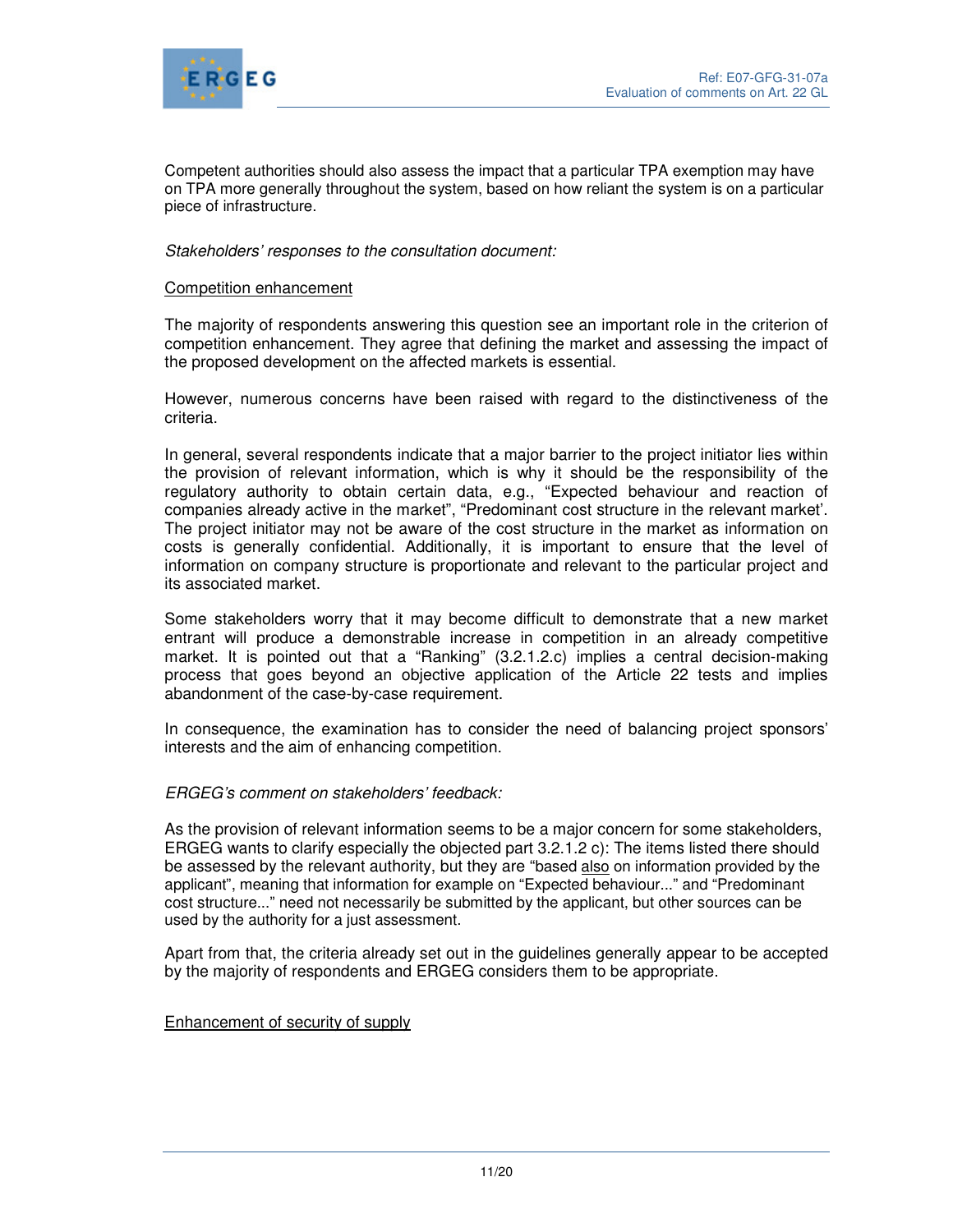Competent authorities should also assess the impact that a particular TPA exemption may have on TPA more generally throughout the system, based on how reliant the system is on a particular piece of infrastructure.

*Stakeholders' responses to the consultation document:*

Competition enhancement

The majority of respondents answering this question see an important role in the criterion of competition enhancement. They agree that defining the market and assessing the impact of the proposed development on the affected markets is essential.

However, numerous concerns have been raised with regard to the distinctiveness of the criteria.

In general, several respondents indicate that a major barrier to the project initiator lies within the provision of relevant information, which is why it should be the responsibility of the regulatory authority to obtain certain data, e.g., "Expected behaviour and reaction of companies already active in the market", "Predominant cost structure in the relevant market'. The project initiator may not be aware of the cost structure in the market as information on costs is generally confidential. Additionally, it is important to ensure that the level of information on company structure is proportionate and relevant to the particular project and its associated market.

Some stakeholders worry that it may become difficult to demonstrate that a new market entrant will produce a demonstrable increase in competition in an already competitive market. It is pointed out that a "Ranking" (3.2.1.2.c) implies a central decision-making process that goes beyond an objective application of the Article 22 tests and implies abandonment of the case-by-case requirement.

In consequence, the examination has to consider the need of balancing project sponsors' interests and the aim of enhancing competition.

*ERGEG's comment on stakeholders' feedback:*

As the provision of relevant information seems to be a major concern for some stakeholders, ERGEG wants to clarify especially the objected part 3.2.1.2 c): The items listed there should be assessed by the relevant authority, but they are "based also on information provided by the applicant", meaning that information for example on "Expected behaviour..." and "Predominant cost structure..." need not necessarily be submitted by the applicant, but other sources can be used by the authority for a just assessment.

Apart from that, the criteria already set out in the guidelines generally appear to be accepted by the majority of respondents and ERGEG considers them to be appropriate.

Enhancement of security of supply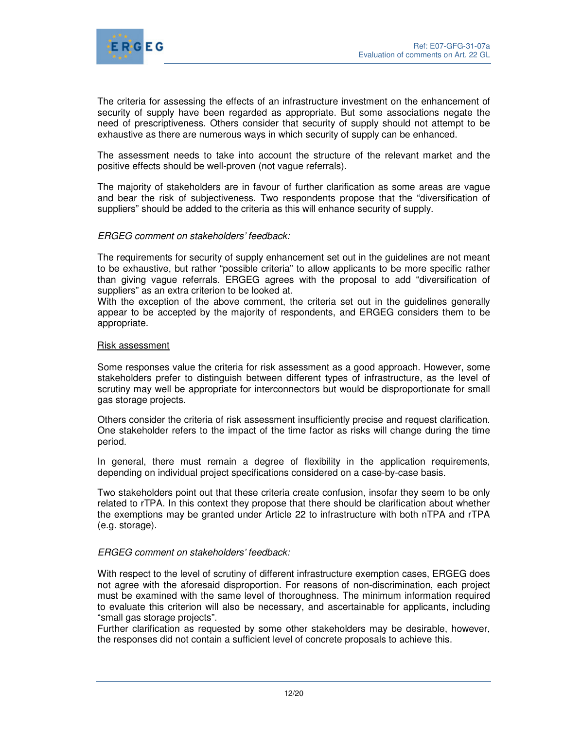The criteria for assessing the effects of an infrastructure investment on the enhancement of security of supply have been regarded as appropriate. But some associations negate the need of prescriptiveness. Others consider that security of supply should not attempt to be exhaustive as there are numerous ways in which security of supply can be enhanced.

The assessment needs to take into account the structure of the relevant market and the positive effects should be well-proven (not vague referrals).

The majority of stakeholders are in favour of further clarification as some areas are vague and bear the risk of subjectiveness. Two respondents propose that the "diversification of suppliers" should be added to the criteria as this will enhance security of supply.

*ERGEG comment on stakeholders' feedback:*

The requirements for security of supply enhancement set out in the guidelines are not meant to be exhaustive, but rather "possible criteria" to allow applicants to be more specific rather than giving vague referrals. ERGEG agrees with the proposal to add "diversification of suppliers" as an extra criterion to be looked at.
With the exception of the above comment, the criteria set out in the guidelines generally appear to be accepted by the majority of respondents, and ERGEG considers them to be appropriate.

<u>Risk assessment</u>

Some responses value the criteria for risk assessment as a good approach. However, some stakeholders prefer to distinguish between different types of infrastructure, as the level of scrutiny may well be appropriate for interconnectors but would be disproportionate for small gas storage projects.

Others consider the criteria of risk assessment insufficiently precise and request clarification. One stakeholder refers to the impact of the time factor as risks will change during the time period.

In general, there must remain a degree of flexibility in the application requirements, depending on individual project specifications considered on a case-by-case basis.

Two stakeholders point out that these criteria create confusion, insofar they seem to be only related to rTPA. In this context they propose that there should be clarification about whether the exemptions may be granted under Article 22 to infrastructure with both nTPA and rTPA (e.g. storage).

*ERGEG comment on stakeholders' feedback:*

With respect to the level of scrutiny of different infrastructure exemption cases, ERGEG does not agree with the aforesaid disproportion. For reasons of non-discrimination, each project must be examined with the same level of thoroughness. The minimum information required to evaluate this criterion will also be necessary, and ascertainable for applicants, including "small gas storage projects".
Further clarification as requested by some other stakeholders may be desirable, however, the responses did not contain a sufficient level of concrete proposals to achieve this.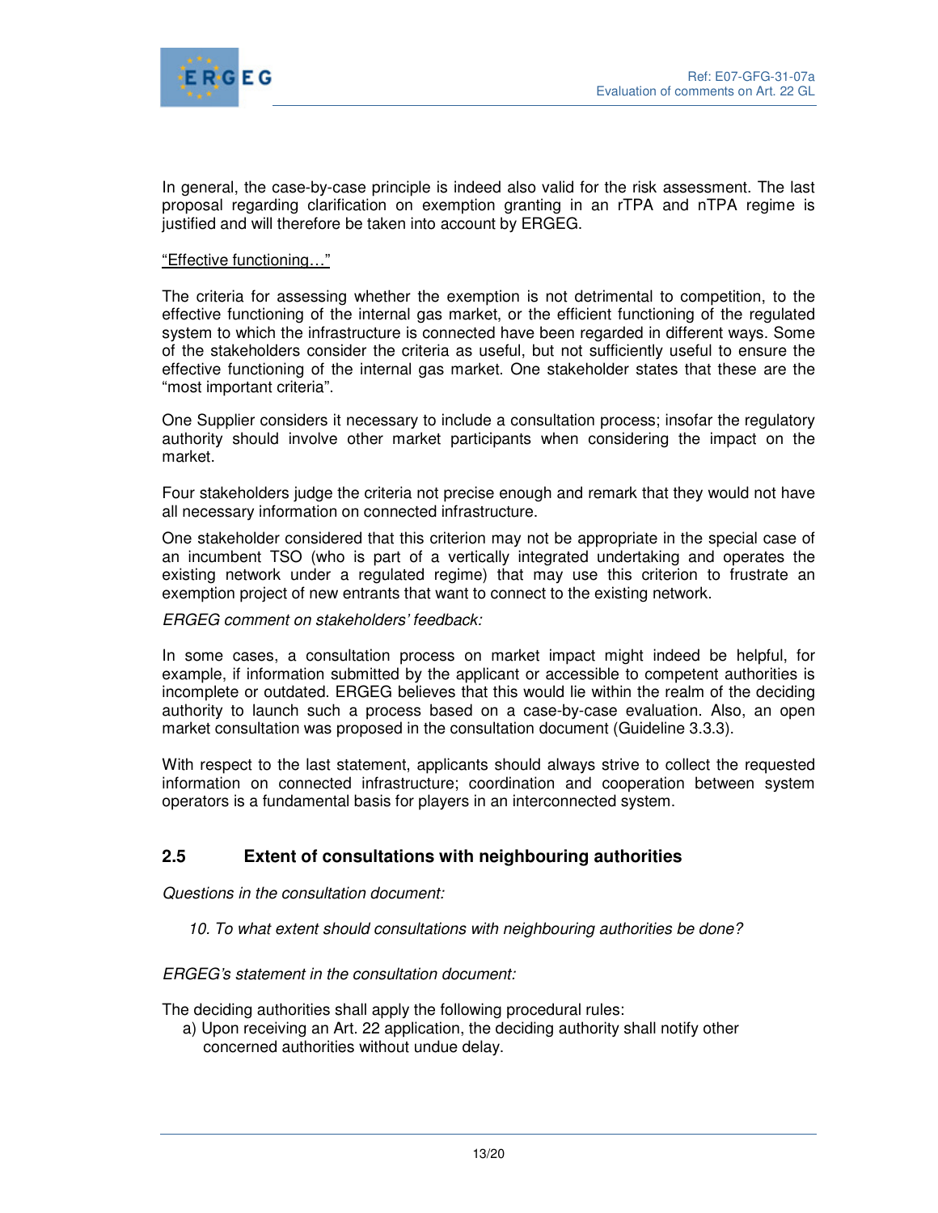In general, the case-by-case principle is indeed also valid for the risk assessment. The last proposal regarding clarification on exemption granting in an rTPA and nTPA regime is justified and will therefore be taken into account by ERGEG.

<u>"Effective functioning…"</u>

The criteria for assessing whether the exemption is not detrimental to competition, to the effective functioning of the internal gas market, or the efficient functioning of the regulated system to which the infrastructure is connected have been regarded in different ways. Some of the stakeholders consider the criteria as useful, but not sufficiently useful to ensure the effective functioning of the internal gas market. One stakeholder states that these are the "most important criteria".

One Supplier considers it necessary to include a consultation process; insofar the regulatory authority should involve other market participants when considering the impact on the market.

Four stakeholders judge the criteria not precise enough and remark that they would not have all necessary information on connected infrastructure.

One stakeholder considered that this criterion may not be appropriate in the special case of an incumbent TSO (who is part of a vertically integrated undertaking and operates the existing network under a regulated regime) that may use this criterion to frustrate an exemption project of new entrants that want to connect to the existing network.

*ERGEG comment on stakeholders' feedback:*

In some cases, a consultation process on market impact might indeed be helpful, for example, if information submitted by the applicant or accessible to competent authorities is incomplete or outdated. ERGEG believes that this would lie within the realm of the deciding authority to launch such a process based on a case-by-case evaluation. Also, an open market consultation was proposed in the consultation document (Guideline 3.3.3).

With respect to the last statement, applicants should always strive to collect the requested information on connected infrastructure; coordination and cooperation between system operators is a fundamental basis for players in an interconnected system.

## 2.5 Extent of consultations with neighbouring authorities

*Questions in the consultation document:*

> *10. To what extent should consultations with neighbouring authorities be done?*

*ERGEG's statement in the consultation document:*

The deciding authorities shall apply the following procedural rules:

a) Upon receiving an Art. 22 application, the deciding authority shall notify other concerned authorities without undue delay.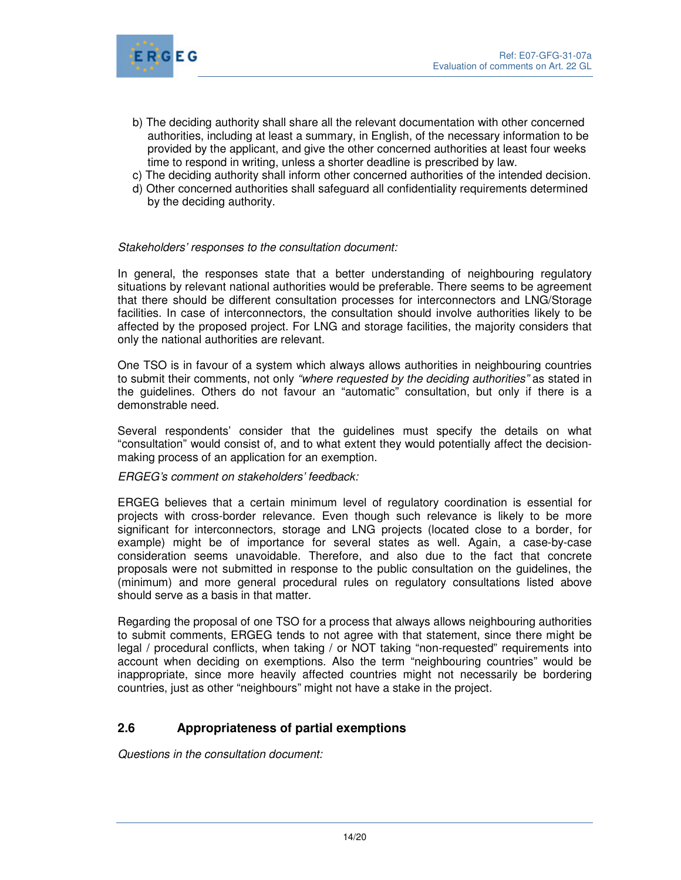b) The deciding authority shall share all the relevant documentation with other concerned authorities, including at least a summary, in English, of the necessary information to be provided by the applicant, and give the other concerned authorities at least four weeks time to respond in writing, unless a shorter deadline is prescribed by law.
c) The deciding authority shall inform other concerned authorities of the intended decision.
d) Other concerned authorities shall safeguard all confidentiality requirements determined by the deciding authority.

*Stakeholders' responses to the consultation document:*

In general, the responses state that a better understanding of neighbouring regulatory situations by relevant national authorities would be preferable. There seems to be agreement that there should be different consultation processes for interconnectors and LNG/Storage facilities. In case of interconnectors, the consultation should involve authorities likely to be affected by the proposed project. For LNG and storage facilities, the majority considers that only the national authorities are relevant.

One TSO is in favour of a system which always allows authorities in neighbouring countries to submit their comments, not only *"where requested by the deciding authorities"* as stated in the guidelines. Others do not favour an "automatic" consultation, but only if there is a demonstrable need.

Several respondents' consider that the guidelines must specify the details on what "consultation" would consist of, and to what extent they would potentially affect the decision-making process of an application for an exemption.

*ERGEG's comment on stakeholders' feedback:*

ERGEG believes that a certain minimum level of regulatory coordination is essential for projects with cross-border relevance. Even though such relevance is likely to be more significant for interconnectors, storage and LNG projects (located close to a border, for example) might be of importance for several states as well. Again, a case-by-case consideration seems unavoidable. Therefore, and also due to the fact that concrete proposals were not submitted in response to the public consultation on the guidelines, the (minimum) and more general procedural rules on regulatory consultations listed above should serve as a basis in that matter.

Regarding the proposal of one TSO for a process that always allows neighbouring authorities to submit comments, ERGEG tends to not agree with that statement, since there might be legal / procedural conflicts, when taking / or NOT taking "non-requested" requirements into account when deciding on exemptions. Also the term "neighbouring countries" would be inappropriate, since more heavily affected countries might not necessarily be bordering countries, just as other "neighbours" might not have a stake in the project.

## 2.6 Appropriateness of partial exemptions

*Questions in the consultation document:*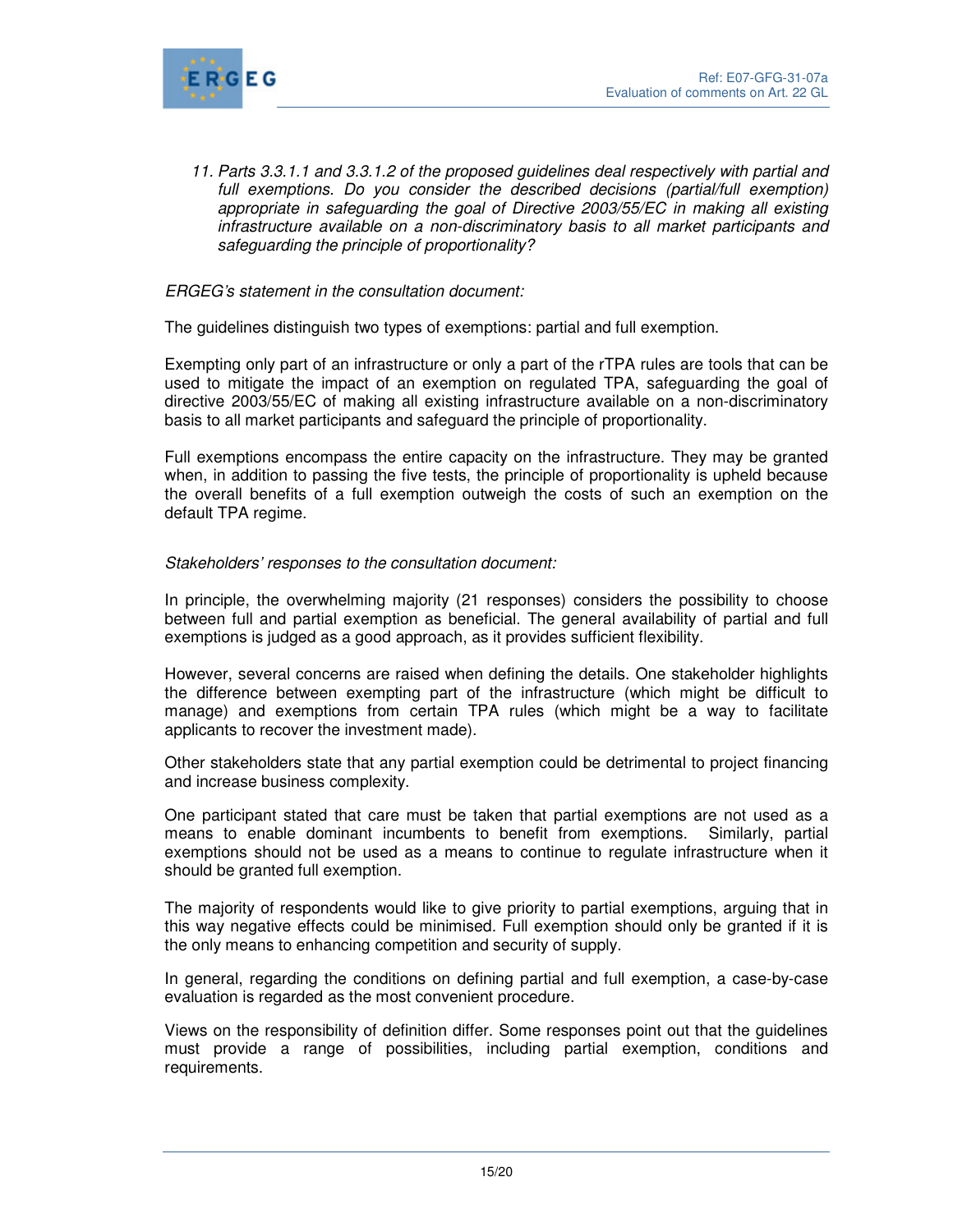11. *Parts 3.3.1.1 and 3.3.1.2 of the proposed guidelines deal respectively with partial and full exemptions. Do you consider the described decisions (partial/full exemption) appropriate in safeguarding the goal of Directive 2003/55/EC in making all existing infrastructure available on a non-discriminatory basis to all market participants and safeguarding the principle of proportionality?*

*ERGEG's statement in the consultation document:*

The guidelines distinguish two types of exemptions: partial and full exemption.

Exempting only part of an infrastructure or only a part of the rTPA rules are tools that can be used to mitigate the impact of an exemption on regulated TPA, safeguarding the goal of directive 2003/55/EC of making all existing infrastructure available on a non-discriminatory basis to all market participants and safeguard the principle of proportionality.

Full exemptions encompass the entire capacity on the infrastructure. They may be granted when, in addition to passing the five tests, the principle of proportionality is upheld because the overall benefits of a full exemption outweigh the costs of such an exemption on the default TPA regime.

*Stakeholders' responses to the consultation document:*

In principle, the overwhelming majority (21 responses) considers the possibility to choose between full and partial exemption as beneficial. The general availability of partial and full exemptions is judged as a good approach, as it provides sufficient flexibility.

However, several concerns are raised when defining the details. One stakeholder highlights the difference between exempting part of the infrastructure (which might be difficult to manage) and exemptions from certain TPA rules (which might be a way to facilitate applicants to recover the investment made).

Other stakeholders state that any partial exemption could be detrimental to project financing and increase business complexity.

One participant stated that care must be taken that partial exemptions are not used as a means to enable dominant incumbents to benefit from exemptions. Similarly, partial exemptions should not be used as a means to continue to regulate infrastructure when it should be granted full exemption.

The majority of respondents would like to give priority to partial exemptions, arguing that in this way negative effects could be minimised. Full exemption should only be granted if it is the only means to enhancing competition and security of supply.

In general, regarding the conditions on defining partial and full exemption, a case-by-case evaluation is regarded as the most convenient procedure.

Views on the responsibility of definition differ. Some responses point out that the guidelines must provide a range of possibilities, including partial exemption, conditions and requirements.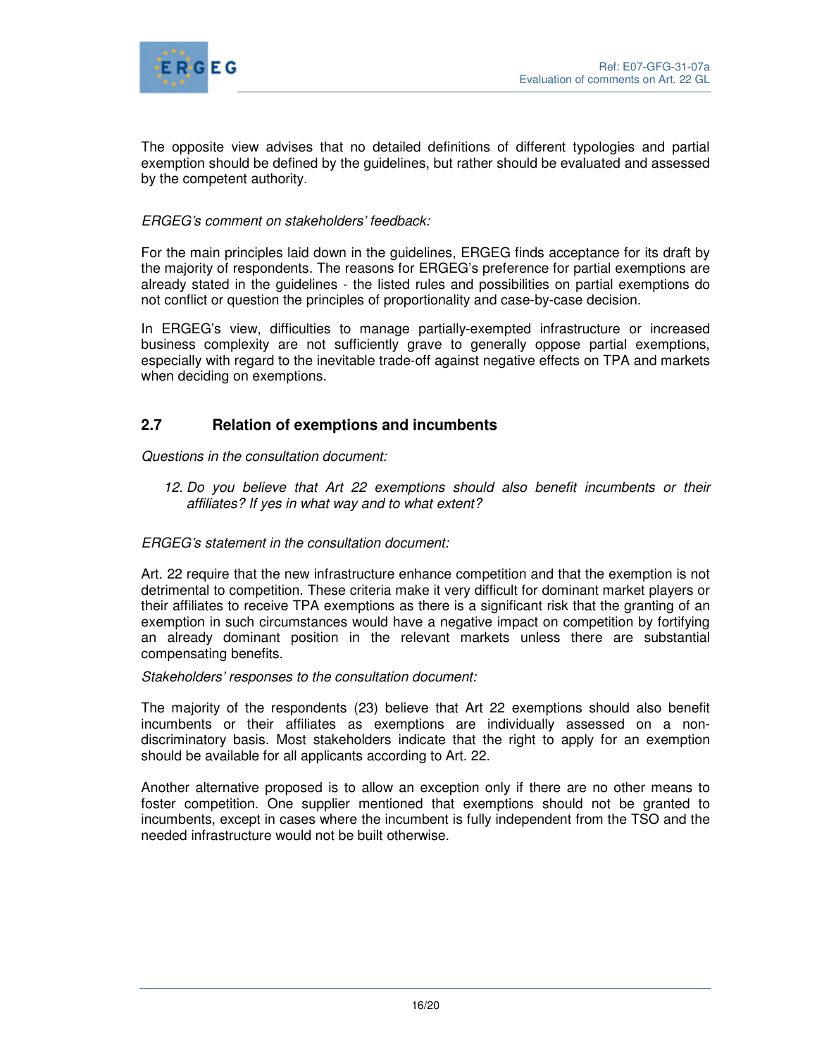The opposite view advises that no detailed definitions of different typologies and partial exemption should be defined by the guidelines, but rather should be evaluated and assessed by the competent authority.

*ERGEG's comment on stakeholders' feedback:*

For the main principles laid down in the guidelines, ERGEG finds acceptance for its draft by the majority of respondents. The reasons for ERGEG's preference for partial exemptions are already stated in the guidelines - the listed rules and possibilities on partial exemptions do not conflict or question the principles of proportionality and case-by-case decision.

In ERGEG's view, difficulties to manage partially-exempted infrastructure or increased business complexity are not sufficiently grave to generally oppose partial exemptions, especially with regard to the inevitable trade-off against negative effects on TPA and markets when deciding on exemptions.

## 2.7 Relation of exemptions and incumbents

*Questions in the consultation document:*

> 12. *Do you believe that Art 22 exemptions should also benefit incumbents or their affiliates? If yes in what way and to what extent?*

*ERGEG's statement in the consultation document:*

Art. 22 require that the new infrastructure enhance competition and that the exemption is not detrimental to competition. These criteria make it very difficult for dominant market players or their affiliates to receive TPA exemptions as there is a significant risk that the granting of an exemption in such circumstances would have a negative impact on competition by fortifying an already dominant position in the relevant markets unless there are substantial compensating benefits.

*Stakeholders' responses to the consultation document:*

The majority of the respondents (23) believe that Art 22 exemptions should also benefit incumbents or their affiliates as exemptions are individually assessed on a non-discriminatory basis. Most stakeholders indicate that the right to apply for an exemption should be available for all applicants according to Art. 22.

Another alternative proposed is to allow an exception only if there are no other means to foster competition. One supplier mentioned that exemptions should not be granted to incumbents, except in cases where the incumbent is fully independent from the TSO and the needed infrastructure would not be built otherwise.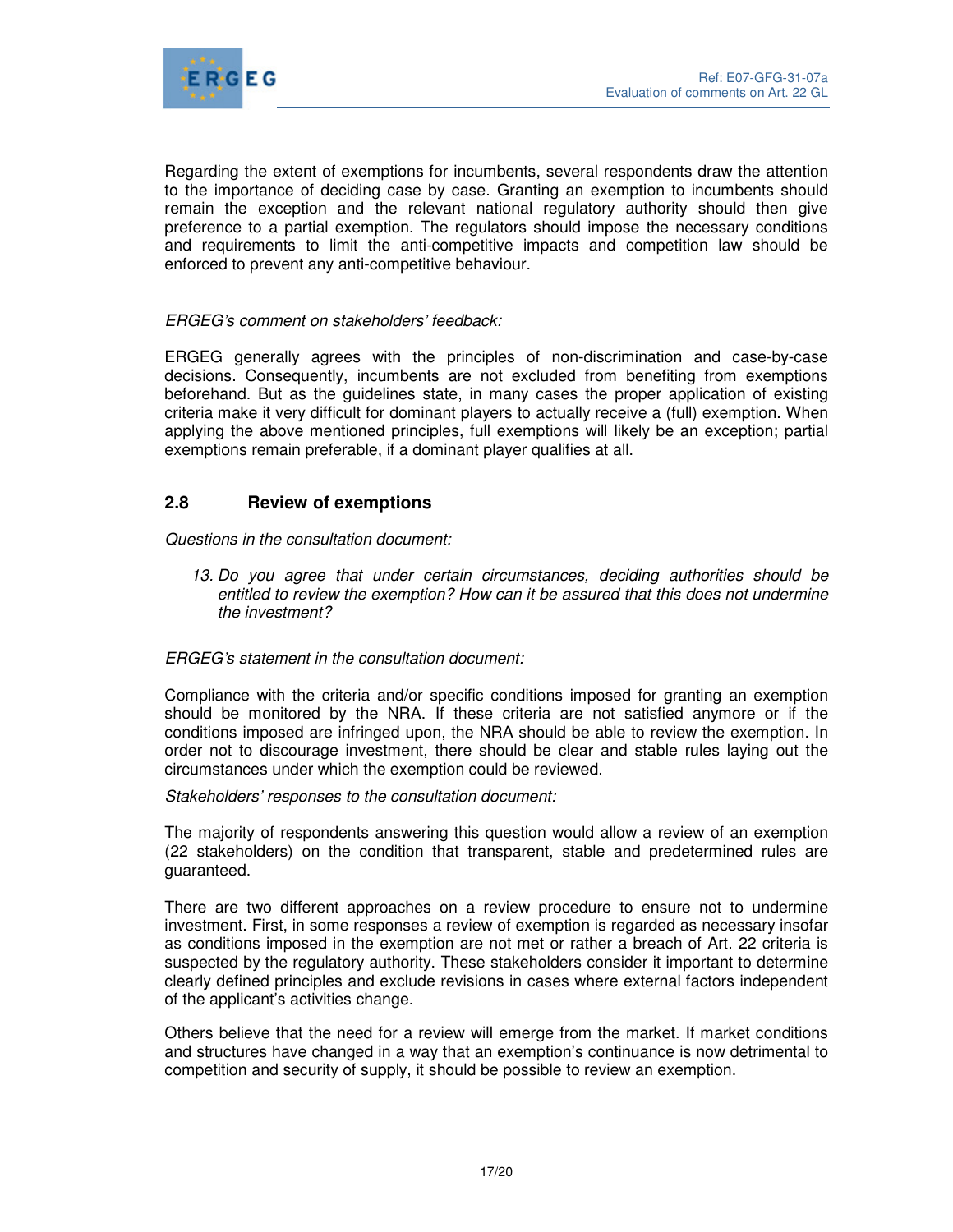Regarding the extent of exemptions for incumbents, several respondents draw the attention to the importance of deciding case by case. Granting an exemption to incumbents should remain the exception and the relevant national regulatory authority should then give preference to a partial exemption. The regulators should impose the necessary conditions and requirements to limit the anti-competitive impacts and competition law should be enforced to prevent any anti-competitive behaviour.

*ERGEG's comment on stakeholders' feedback:*

ERGEG generally agrees with the principles of non-discrimination and case-by-case decisions. Consequently, incumbents are not excluded from benefiting from exemptions beforehand. But as the guidelines state, in many cases the proper application of existing criteria make it very difficult for dominant players to actually receive a (full) exemption. When applying the above mentioned principles, full exemptions will likely be an exception; partial exemptions remain preferable, if a dominant player qualifies at all.

## 2.8 Review of exemptions

*Questions in the consultation document:*

> *13. Do you agree that under certain circumstances, deciding authorities should be entitled to review the exemption? How can it be assured that this does not undermine the investment?*

*ERGEG's statement in the consultation document:*

Compliance with the criteria and/or specific conditions imposed for granting an exemption should be monitored by the NRA. If these criteria are not satisfied anymore or if the conditions imposed are infringed upon, the NRA should be able to review the exemption. In order not to discourage investment, there should be clear and stable rules laying out the circumstances under which the exemption could be reviewed.

*Stakeholders' responses to the consultation document:*

The majority of respondents answering this question would allow a review of an exemption (22 stakeholders) on the condition that transparent, stable and predetermined rules are guaranteed.

There are two different approaches on a review procedure to ensure not to undermine investment. First, in some responses a review of exemption is regarded as necessary insofar as conditions imposed in the exemption are not met or rather a breach of Art. 22 criteria is suspected by the regulatory authority. These stakeholders consider it important to determine clearly defined principles and exclude revisions in cases where external factors independent of the applicant's activities change.

Others believe that the need for a review will emerge from the market. If market conditions and structures have changed in a way that an exemption's continuance is now detrimental to competition and security of supply, it should be possible to review an exemption.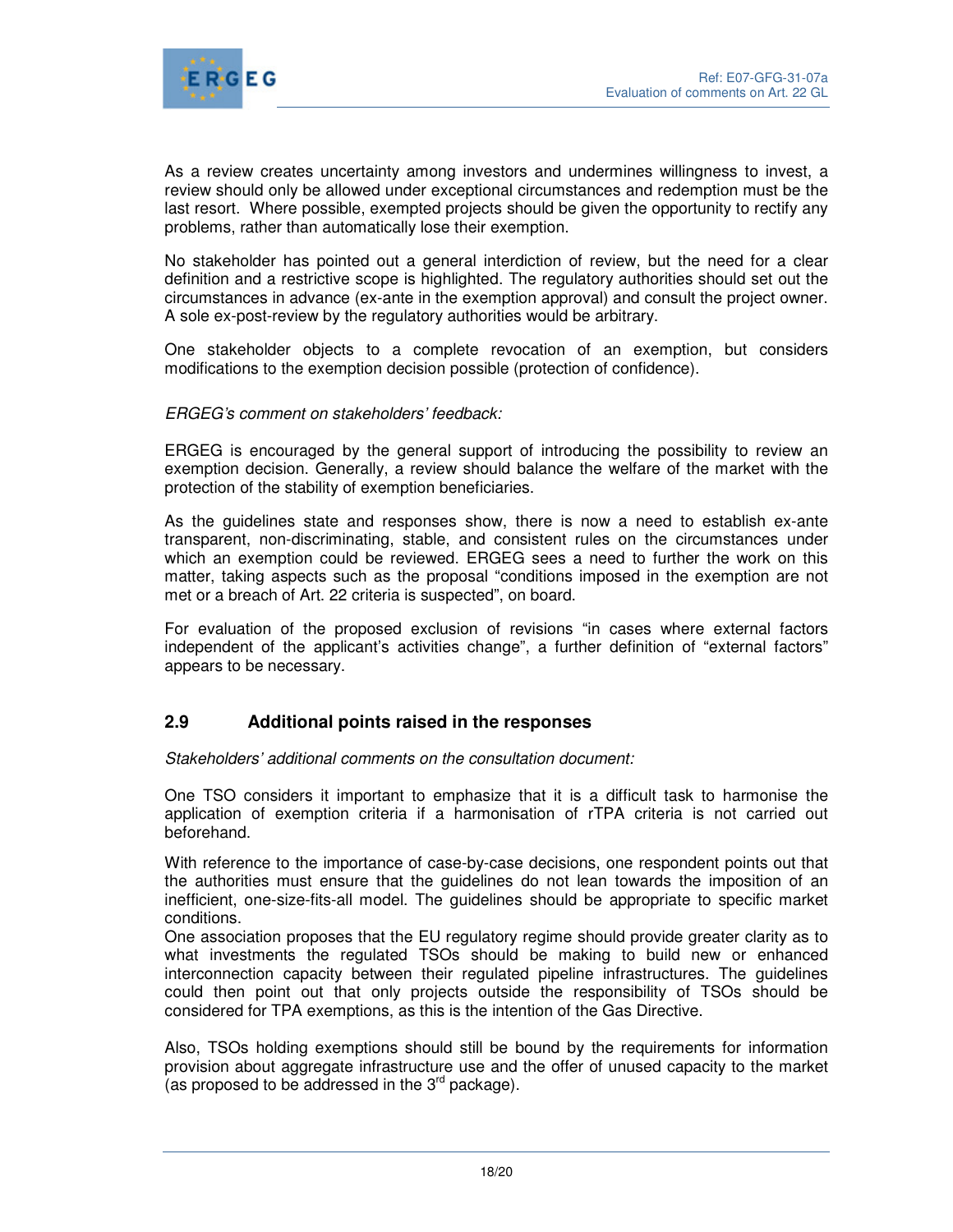As a review creates uncertainty among investors and undermines willingness to invest, a review should only be allowed under exceptional circumstances and redemption must be the last resort. Where possible, exempted projects should be given the opportunity to rectify any problems, rather than automatically lose their exemption.

No stakeholder has pointed out a general interdiction of review, but the need for a clear definition and a restrictive scope is highlighted. The regulatory authorities should set out the circumstances in advance (ex-ante in the exemption approval) and consult the project owner. A sole ex-post-review by the regulatory authorities would be arbitrary.

One stakeholder objects to a complete revocation of an exemption, but considers modifications to the exemption decision possible (protection of confidence).

*ERGEG's comment on stakeholders' feedback:*

ERGEG is encouraged by the general support of introducing the possibility to review an exemption decision. Generally, a review should balance the welfare of the market with the protection of the stability of exemption beneficiaries.

As the guidelines state and responses show, there is now a need to establish ex-ante transparent, non-discriminating, stable, and consistent rules on the circumstances under which an exemption could be reviewed. ERGEG sees a need to further the work on this matter, taking aspects such as the proposal "conditions imposed in the exemption are not met or a breach of Art. 22 criteria is suspected", on board.

For evaluation of the proposed exclusion of revisions "in cases where external factors independent of the applicant's activities change", a further definition of "external factors" appears to be necessary.

## 2.9 Additional points raised in the responses

*Stakeholders' additional comments on the consultation document:*

One TSO considers it important to emphasize that it is a difficult task to harmonise the application of exemption criteria if a harmonisation of rTPA criteria is not carried out beforehand.

With reference to the importance of case-by-case decisions, one respondent points out that the authorities must ensure that the guidelines do not lean towards the imposition of an inefficient, one-size-fits-all model. The guidelines should be appropriate to specific market conditions.

One association proposes that the EU regulatory regime should provide greater clarity as to what investments the regulated TSOs should be making to build new or enhanced interconnection capacity between their regulated pipeline infrastructures. The guidelines could then point out that only projects outside the responsibility of TSOs should be considered for TPA exemptions, as this is the intention of the Gas Directive.

Also, TSOs holding exemptions should still be bound by the requirements for information provision about aggregate infrastructure use and the offer of unused capacity to the market (as proposed to be addressed in the 3rd package).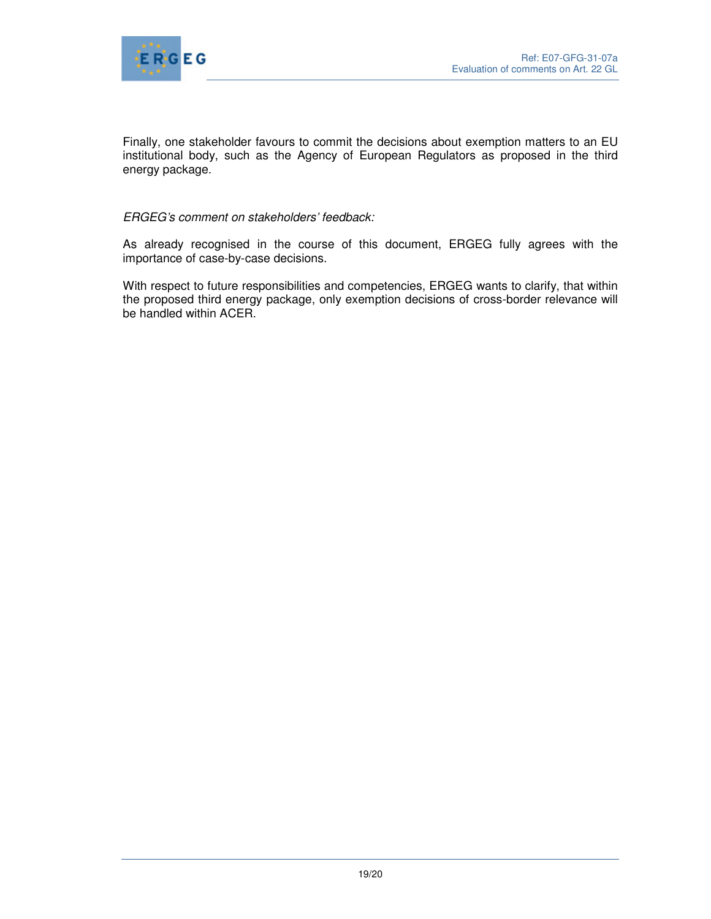Finally, one stakeholder favours to commit the decisions about exemption matters to an EU institutional body, such as the Agency of European Regulators as proposed in the third energy package.

*ERGEG's comment on stakeholders' feedback:*

As already recognised in the course of this document, ERGEG fully agrees with the importance of case-by-case decisions.

With respect to future responsibilities and competencies, ERGEG wants to clarify, that within the proposed third energy package, only exemption decisions of cross-border relevance will be handled within ACER.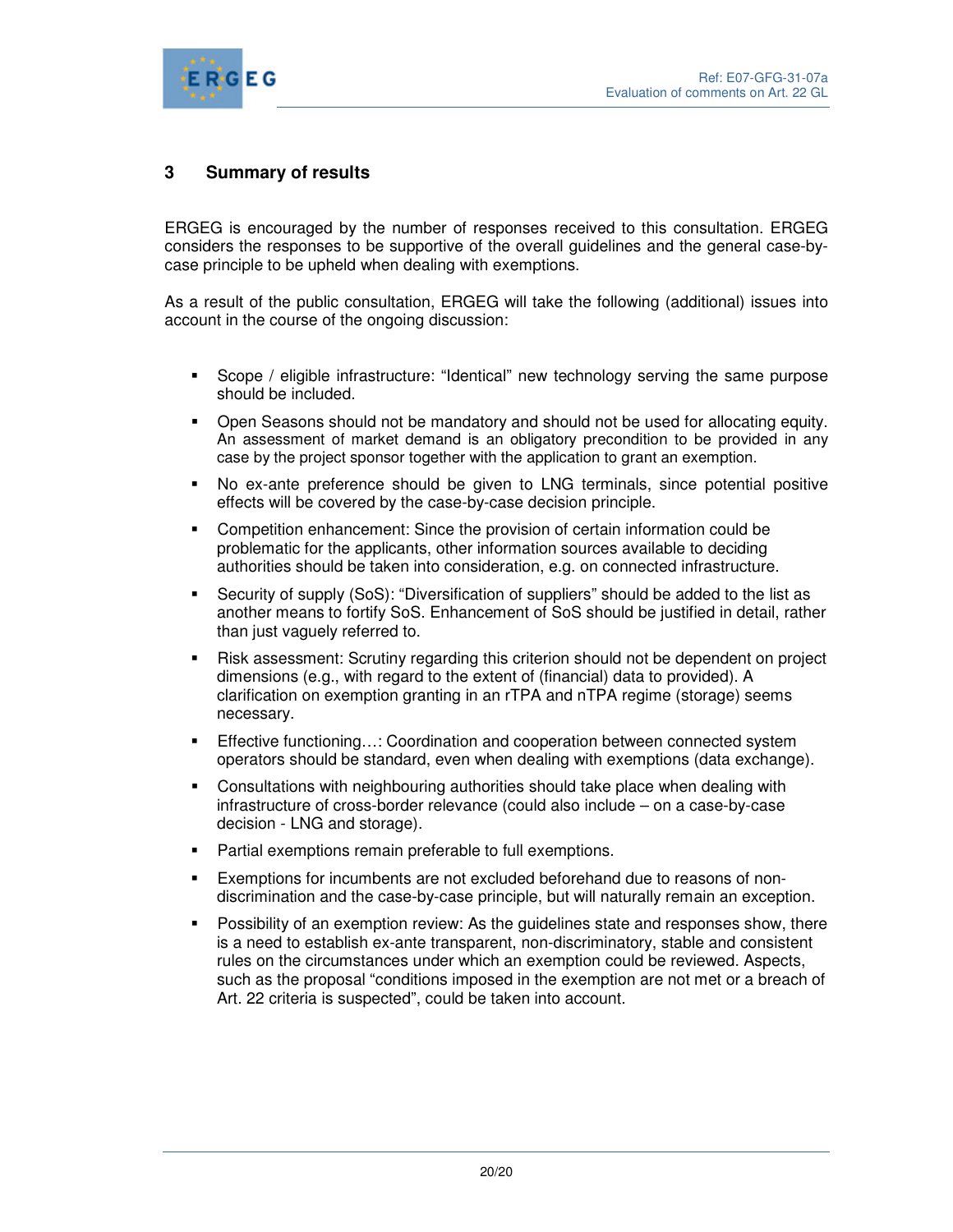## 3 Summary of results

ERGEG is encouraged by the number of responses received to this consultation. ERGEG considers the responses to be supportive of the overall guidelines and the general case-by-case principle to be upheld when dealing with exemptions.

As a result of the public consultation, ERGEG will take the following (additional) issues into account in the course of the ongoing discussion:

- Scope / eligible infrastructure: "Identical" new technology serving the same purpose should be included.
- Open Seasons should not be mandatory and should not be used for allocating equity. An assessment of market demand is an obligatory precondition to be provided in any case by the project sponsor together with the application to grant an exemption.
- No ex-ante preference should be given to LNG terminals, since potential positive effects will be covered by the case-by-case decision principle.
- Competition enhancement: Since the provision of certain information could be problematic for the applicants, other information sources available to deciding authorities should be taken into consideration, e.g. on connected infrastructure.
- Security of supply (SoS): "Diversification of suppliers" should be added to the list as another means to fortify SoS. Enhancement of SoS should be justified in detail, rather than just vaguely referred to.
- Risk assessment: Scrutiny regarding this criterion should not be dependent on project dimensions (e.g., with regard to the extent of (financial) data to provided). A clarification on exemption granting in an rTPA and nTPA regime (storage) seems necessary.
- Effective functioning…: Coordination and cooperation between connected system operators should be standard, even when dealing with exemptions (data exchange).
- Consultations with neighbouring authorities should take place when dealing with infrastructure of cross-border relevance (could also include – on a case-by-case decision - LNG and storage).
- Partial exemptions remain preferable to full exemptions.
- Exemptions for incumbents are not excluded beforehand due to reasons of non-discrimination and the case-by-case principle, but will naturally remain an exception.
- Possibility of an exemption review: As the guidelines state and responses show, there is a need to establish ex-ante transparent, non-discriminatory, stable and consistent rules on the circumstances under which an exemption could be reviewed. Aspects, such as the proposal "conditions imposed in the exemption are not met or a breach of Art. 22 criteria is suspected", could be taken into account.